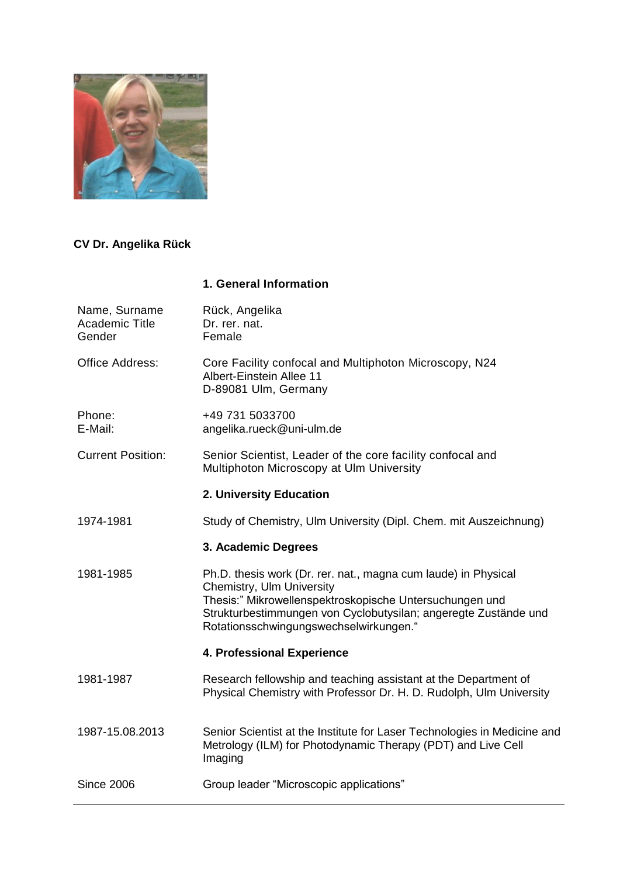**CV Dr. Angelika Rück**

## 1. General Information

| | |
|---|---|
| Name, Surname | Rück, Angelika |
| Academic Title | Dr. rer. nat. |
| Gender | Female |
| Office Address: | Core Facility confocal and Multiphoton Microscopy, N24<br>Albert-Einstein Allee 11<br>D-89081 Ulm, Germany |
| Phone: | +49 731 5033700 |
| E-Mail: | angelika.rueck@uni-ulm.de |
| Current Position: | Senior Scientist, Leader of the core facility confocal and Multiphoton Microscopy at Ulm University |

## 2. University Education

| | |
|---|---|
| 1974-1981 | Study of Chemistry, Ulm University (Dipl. Chem. mit Auszeichnung) |

## 3. Academic Degrees

| | |
|---|---|
| 1981-1985 | Ph.D. thesis work (Dr. rer. nat., magna cum laude) in Physical Chemistry, Ulm University<br>Thesis:" Mikrowellenspektroskopische Untersuchungen und Strukturbestimmungen von Cyclobutysilan; angeregte Zustände und Rotationsschwingungswechselwirkungen." |

## 4. Professional Experience

| | |
|---|---|
| 1981-1987 | Research fellowship and teaching assistant at the Department of Physical Chemistry with Professor Dr. H. D. Rudolph, Ulm University |
| 1987-15.08.2013 | Senior Scientist at the Institute for Laser Technologies in Medicine and Metrology (ILM) for Photodynamic Therapy (PDT) and Live Cell Imaging |
| Since 2006 | Group leader "Microscopic applications" |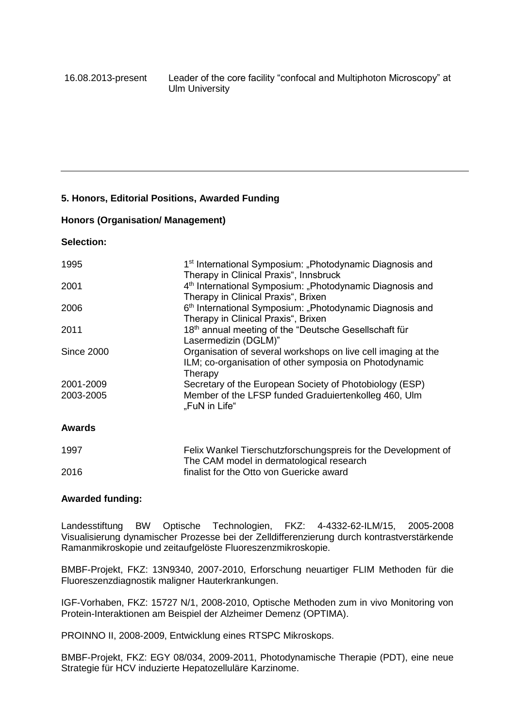| | |
|---|---|
| 16.08.2013-present | Leader of the core facility “confocal and Multiphoton Microscopy” at Ulm University |

---

**5. Honors, Editorial Positions, Awarded Funding**

**Honors (Organisation/ Management)**

**Selection:**

| | |
|---|---|
| 1995 | 1st International Symposium: „Photodynamic Diagnosis and Therapy in Clinical Praxis“, Innsbruck |
| 2001 | 4th International Symposium: „Photodynamic Diagnosis and Therapy in Clinical Praxis“, Brixen |
| 2006 | 6th International Symposium: „Photodynamic Diagnosis and Therapy in Clinical Praxis“, Brixen |
| 2011 | 18th annual meeting of the “Deutsche Gesellschaft für Lasermedizin (DGLM)” |
| Since 2000 | Organisation of several workshops on live cell imaging at the ILM; co-organisation of other symposia on Photodynamic Therapy |
| 2001-2009 | Secretary of the European Society of Photobiology (ESP) |
| 2003-2005 | Member of the LFSP funded Graduiertenkolleg 460, Ulm „FuN in Life“ |

**Awards**

| | |
|---|---|
| 1997 | Felix Wankel Tierschutzforschungspreis for the Development of The CAM model in dermatological research |
| 2016 | finalist for the Otto von Guericke award |

**Awarded funding:**

Landesstiftung BW Optische Technologien, FKZ: 4-4332-62-ILM/15, 2005-2008 Visualisierung dynamischer Prozesse bei der Zelldifferenzierung durch kontrastverstärkende Ramanmikroskopie und zeitaufgelöste Fluoreszenzmikroskopie.

BMBF-Projekt, FKZ: 13N9340, 2007-2010, Erforschung neuartiger FLIM Methoden für die Fluoreszenzdiagnostik maligner Hauterkrankungen.

IGF-Vorhaben, FKZ: 15727 N/1, 2008-2010, Optische Methoden zum in vivo Monitoring von Protein-Interaktionen am Beispiel der Alzheimer Demenz (OPTIMA).

PROINNO II, 2008-2009, Entwicklung eines RTSPC Mikroskops.

BMBF-Projekt, FKZ: EGY 08/034, 2009-2011, Photodynamische Therapie (PDT), eine neue Strategie für HCV induzierte Hepatozelluläre Karzinome.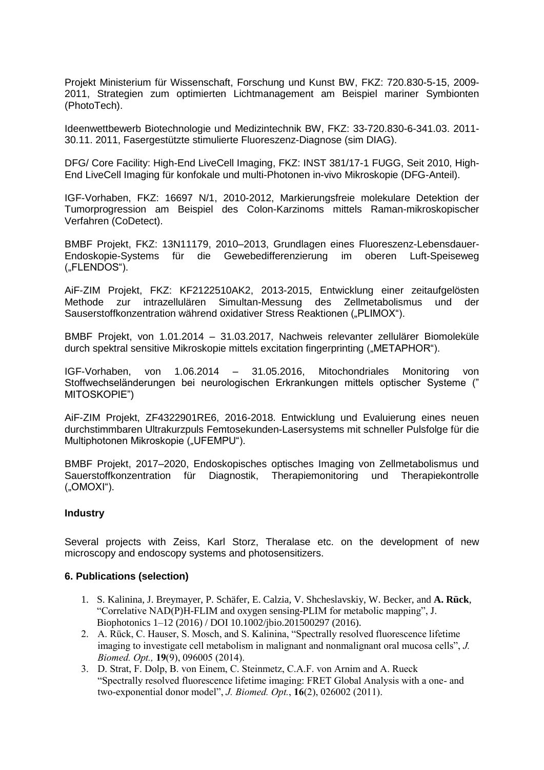Projekt Ministerium für Wissenschaft, Forschung und Kunst BW, FKZ: 720.830-5-15, 2009-2011, Strategien zum optimierten Lichtmanagement am Beispiel mariner Symbionten (PhotoTech).

Ideenwettbewerb Biotechnologie und Medizintechnik BW, FKZ: 33-720.830-6-341.03. 2011-30.11. 2011, Fasergestützte stimulierte Fluoreszenz-Diagnose (sim DIAG).

DFG/ Core Facility: High-End LiveCell Imaging, FKZ: INST 381/17-1 FUGG, Seit 2010, High-End LiveCell Imaging für konfokale und multi-Photonen in-vivo Mikroskopie (DFG-Anteil).

IGF-Vorhaben, FKZ: 16697 N/1, 2010-2012, Markierungsfreie molekulare Detektion der Tumorprogression am Beispiel des Colon-Karzinoms mittels Raman-mikroskopischer Verfahren (CoDetect).

BMBF Projekt, FKZ: 13N11179, 2010–2013, Grundlagen eines Fluoreszenz-Lebensdauer-Endoskopie-Systems für die Gewebedifferenzierung im oberen Luft-Speiseweg („FLENDOS").

AiF-ZIM Projekt, FKZ: KF2122510AK2, 2013-2015, Entwicklung einer zeitaufgelösten Methode zur intrazellulären Simultan-Messung des Zellmetabolismus und der Sauserstoffkonzentration während oxidativer Stress Reaktionen („PLIMOX").

BMBF Projekt, von 1.01.2014 – 31.03.2017, Nachweis relevanter zellulärer Biomoleküle durch spektral sensitive Mikroskopie mittels excitation fingerprinting („METAPHOR").

IGF-Vorhaben, von 1.06.2014 – 31.05.2016, Mitochondriales Monitoring von Stoffwechseländerungen bei neurologischen Erkrankungen mittels optischer Systeme (" MITOSKOPIE")

AiF-ZIM Projekt, ZF4322901RE6, 2016-2018. Entwicklung und Evaluierung eines neuen durchstimmbaren Ultrakurzpuls Femtosekunden-Lasersystems mit schneller Pulsfolge für die Multiphotonen Mikroskopie („UFEMPU").

BMBF Projekt, 2017–2020, Endoskopisches optisches Imaging von Zellmetabolismus und Sauerstoffkonzentration für Diagnostik, Therapiemonitoring und Therapiekontrolle („OMOXI").

**Industry**

Several projects with Zeiss, Karl Storz, Theralase etc. on the development of new microscopy and endoscopy systems and photosensitizers.

**6. Publications (selection)**

1. S. Kalinina, J. Breymayer, P. Schäfer, E. Calzia, V. Shcheslavskiy, W. Becker, and **A. Rück**, "Correlative NAD(P)H-FLIM and oxygen sensing-PLIM for metabolic mapping", J. Biophotonics 1–12 (2016) / DOI 10.1002/jbio.201500297 (2016).
2. A. Rück, C. Hauser, S. Mosch, and S. Kalinina, "Spectrally resolved fluorescence lifetime imaging to investigate cell metabolism in malignant and nonmalignant oral mucosa cells", *J. Biomed. Opt.,* **19**(9), 096005 (2014).
3. D. Strat, F. Dolp, B. von Einem, C. Steinmetz, C.A.F. von Arnim and A. Rueck "Spectrally resolved fluorescence lifetime imaging: FRET Global Analysis with a one- and two-exponential donor model", *J. Biomed. Opt.*, **16**(2), 026002 (2011).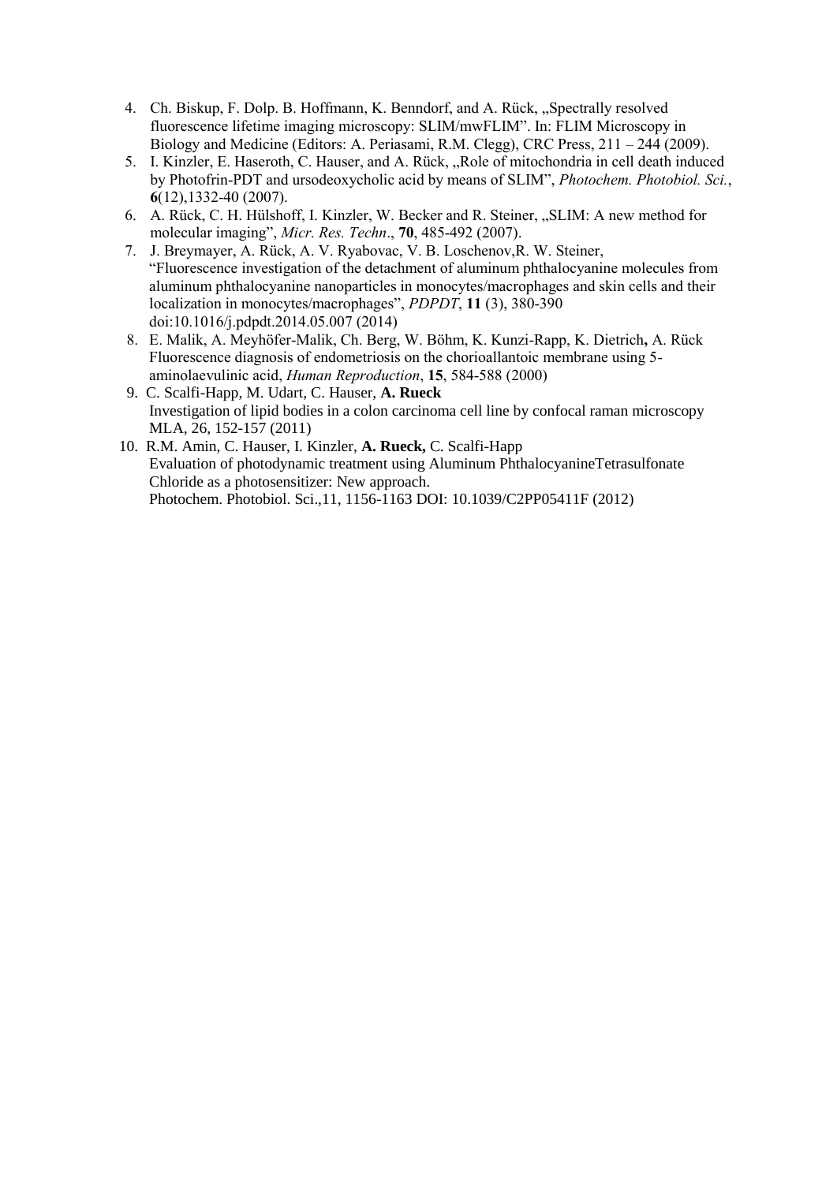4. Ch. Biskup, F. Dolp. B. Hoffmann, K. Benndorf, and A. Rück, „Spectrally resolved fluorescence lifetime imaging microscopy: SLIM/mwFLIM". In: FLIM Microscopy in Biology and Medicine (Editors: A. Periasami, R.M. Clegg), CRC Press, 211 – 244 (2009).
5. I. Kinzler, E. Haseroth, C. Hauser, and A. Rück, „Role of mitochondria in cell death induced by Photofrin-PDT and ursodeoxycholic acid by means of SLIM", *Photochem. Photobiol. Sci.*, **6**(12),1332-40 (2007).
6. A. Rück, C. H. Hülshoff, I. Kinzler, W. Becker and R. Steiner, „SLIM: A new method for molecular imaging", *Micr. Res. Techn*., **70**, 485-492 (2007).
7. J. Breymayer, A. Rück, A. V. Ryabovac, V. B. Loschenov,R. W. Steiner, "Fluorescence investigation of the detachment of aluminum phthalocyanine molecules from aluminum phthalocyanine nanoparticles in monocytes/macrophages and skin cells and their localization in monocytes/macrophages", *PDPDT*, **11** (3), 380-390 doi:10.1016/j.pdpdt.2014.05.007 (2014)
8. E. Malik, A. Meyhöfer-Malik, Ch. Berg, W. Böhm, K. Kunzi-Rapp, K. Dietrich**,** A. Rück Fluorescence diagnosis of endometriosis on the chorioallantoic membrane using 5-aminolaevulinic acid, *Human Reproduction*, **15**, 584-588 (2000)
9. C. Scalfi-Happ, M. Udart, C. Hauser, **A. Rueck**
   Investigation of lipid bodies in a colon carcinoma cell line by confocal raman microscopy MLA, 26, 152-157 (2011)
10. R.M. Amin, C. Hauser, I. Kinzler, **A. Rueck,** C. Scalfi-Happ
    Evaluation of photodynamic treatment using Aluminum PhthalocyanineTetrasulfonate Chloride as a photosensitizer: New approach.
    Photochem. Photobiol. Sci.,11, 1156-1163 DOI: 10.1039/C2PP05411F (2012)